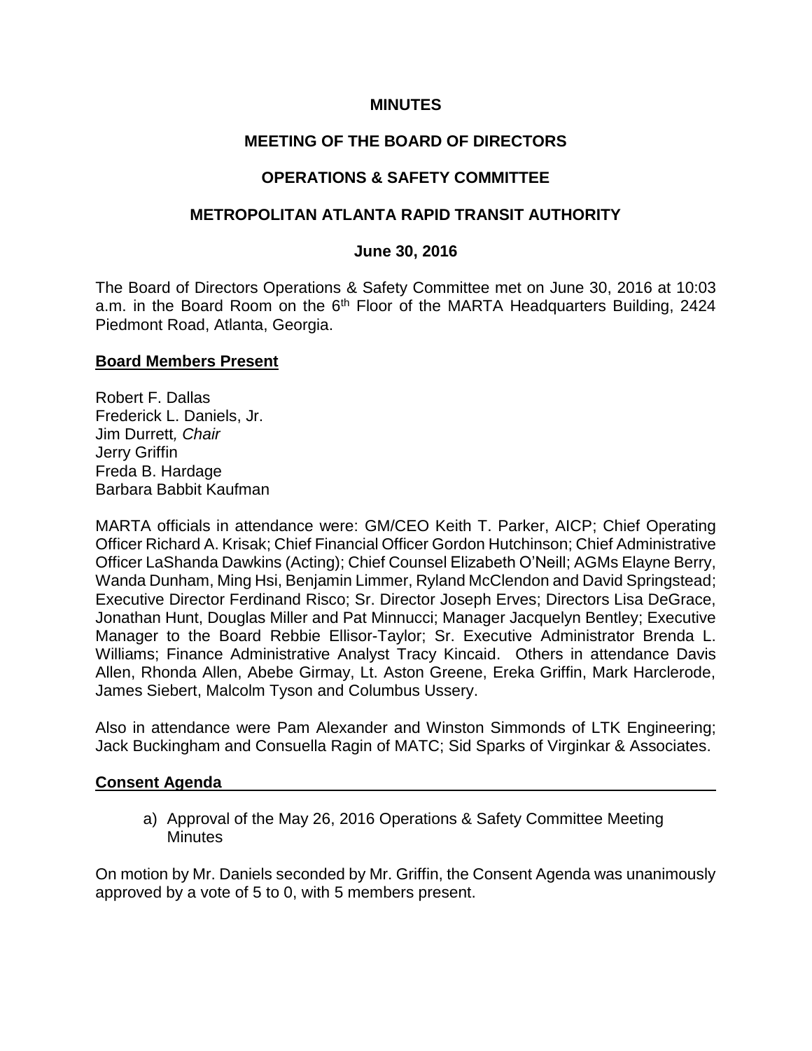# MINUTES

## MEETING OF THE BOARD OF DIRECTORS

## OPERATIONS & SAFETY COMMITTEE

## METROPOLITAN ATLANTA RAPID TRANSIT AUTHORITY

### June 30, 2016

The Board of Directors Operations & Safety Committee met on June 30, 2016 at 10:03 a.m. in the Board Room on the 6th Floor of the MARTA Headquarters Building, 2424 Piedmont Road, Atlanta, Georgia.

**Board Members Present**

Robert F. Dallas
Frederick L. Daniels, Jr.
Jim Durrett*, Chair*
Jerry Griffin
Freda B. Hardage
Barbara Babbit Kaufman

MARTA officials in attendance were: GM/CEO Keith T. Parker, AICP; Chief Operating Officer Richard A. Krisak; Chief Financial Officer Gordon Hutchinson; Chief Administrative Officer LaShanda Dawkins (Acting); Chief Counsel Elizabeth O'Neill; AGMs Elayne Berry, Wanda Dunham, Ming Hsi, Benjamin Limmer, Ryland McClendon and David Springstead; Executive Director Ferdinand Risco; Sr. Director Joseph Erves; Directors Lisa DeGrace, Jonathan Hunt, Douglas Miller and Pat Minnucci; Manager Jacquelyn Bentley; Executive Manager to the Board Rebbie Ellisor-Taylor; Sr. Executive Administrator Brenda L. Williams; Finance Administrative Analyst Tracy Kincaid. Others in attendance Davis Allen, Rhonda Allen, Abebe Girmay, Lt. Aston Greene, Ereka Griffin, Mark Harclerode, James Siebert, Malcolm Tyson and Columbus Ussery.

Also in attendance were Pam Alexander and Winston Simmonds of LTK Engineering; Jack Buckingham and Consuella Ragin of MATC; Sid Sparks of Virginkar & Associates.

**Consent Agenda**

a) Approval of the May 26, 2016 Operations & Safety Committee Meeting Minutes

On motion by Mr. Daniels seconded by Mr. Griffin, the Consent Agenda was unanimously approved by a vote of 5 to 0, with 5 members present.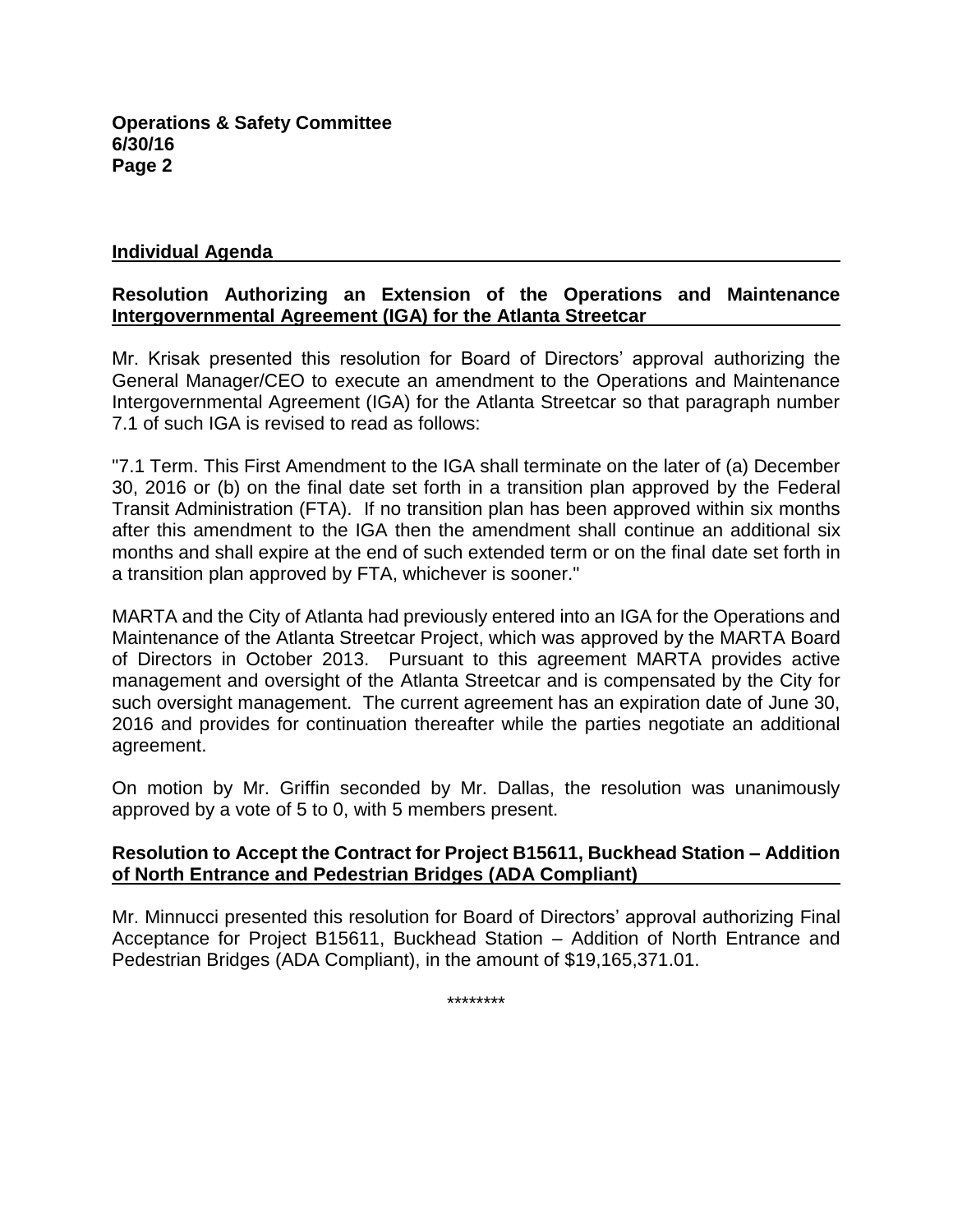## Individual Agenda

### Resolution Authorizing an Extension of the Operations and Maintenance Intergovernmental Agreement (IGA) for the Atlanta Streetcar

Mr. Krisak presented this resolution for Board of Directors' approval authorizing the General Manager/CEO to execute an amendment to the Operations and Maintenance Intergovernmental Agreement (IGA) for the Atlanta Streetcar so that paragraph number 7.1 of such IGA is revised to read as follows:

"7.1 Term. This First Amendment to the IGA shall terminate on the later of (a) December 30, 2016 or (b) on the final date set forth in a transition plan approved by the Federal Transit Administration (FTA). If no transition plan has been approved within six months after this amendment to the IGA then the amendment shall continue an additional six months and shall expire at the end of such extended term or on the final date set forth in a transition plan approved by FTA, whichever is sooner."

MARTA and the City of Atlanta had previously entered into an IGA for the Operations and Maintenance of the Atlanta Streetcar Project, which was approved by the MARTA Board of Directors in October 2013. Pursuant to this agreement MARTA provides active management and oversight of the Atlanta Streetcar and is compensated by the City for such oversight management. The current agreement has an expiration date of June 30, 2016 and provides for continuation thereafter while the parties negotiate an additional agreement.

On motion by Mr. Griffin seconded by Mr. Dallas, the resolution was unanimously approved by a vote of 5 to 0, with 5 members present.

### Resolution to Accept the Contract for Project B15611, Buckhead Station – Addition of North Entrance and Pedestrian Bridges (ADA Compliant)

Mr. Minnucci presented this resolution for Board of Directors' approval authorizing Final Acceptance for Project B15611, Buckhead Station – Addition of North Entrance and Pedestrian Bridges (ADA Compliant), in the amount of $19,165,371.01.

********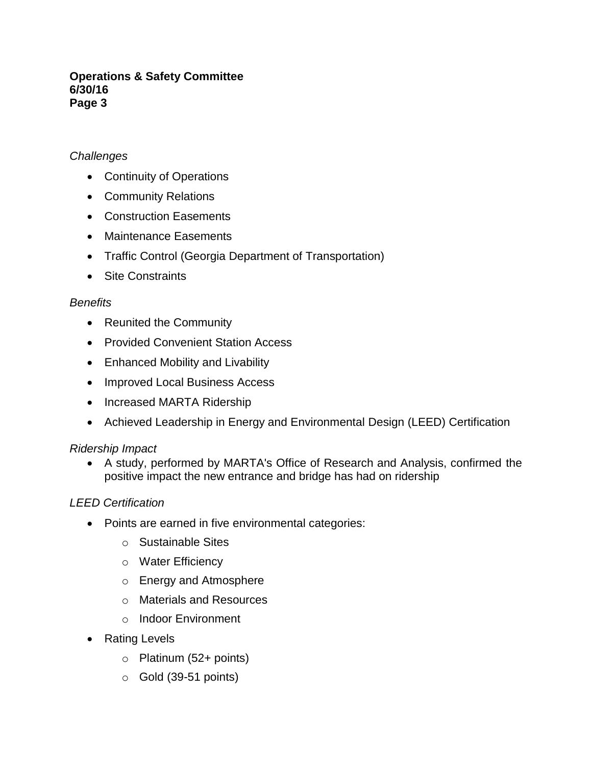*Challenges*

- Continuity of Operations
- Community Relations
- Construction Easements
- Maintenance Easements
- Traffic Control (Georgia Department of Transportation)
- Site Constraints

*Benefits*

- Reunited the Community
- Provided Convenient Station Access
- Enhanced Mobility and Livability
- Improved Local Business Access
- Increased MARTA Ridership
- Achieved Leadership in Energy and Environmental Design (LEED) Certification

*Ridership Impact*

- A study, performed by MARTA's Office of Research and Analysis, confirmed the positive impact the new entrance and bridge has had on ridership

*LEED Certification*

- Points are earned in five environmental categories:
    - Sustainable Sites
    - Water Efficiency
    - Energy and Atmosphere
    - Materials and Resources
    - Indoor Environment
- Rating Levels
    - Platinum (52+ points)
    - Gold (39-51 points)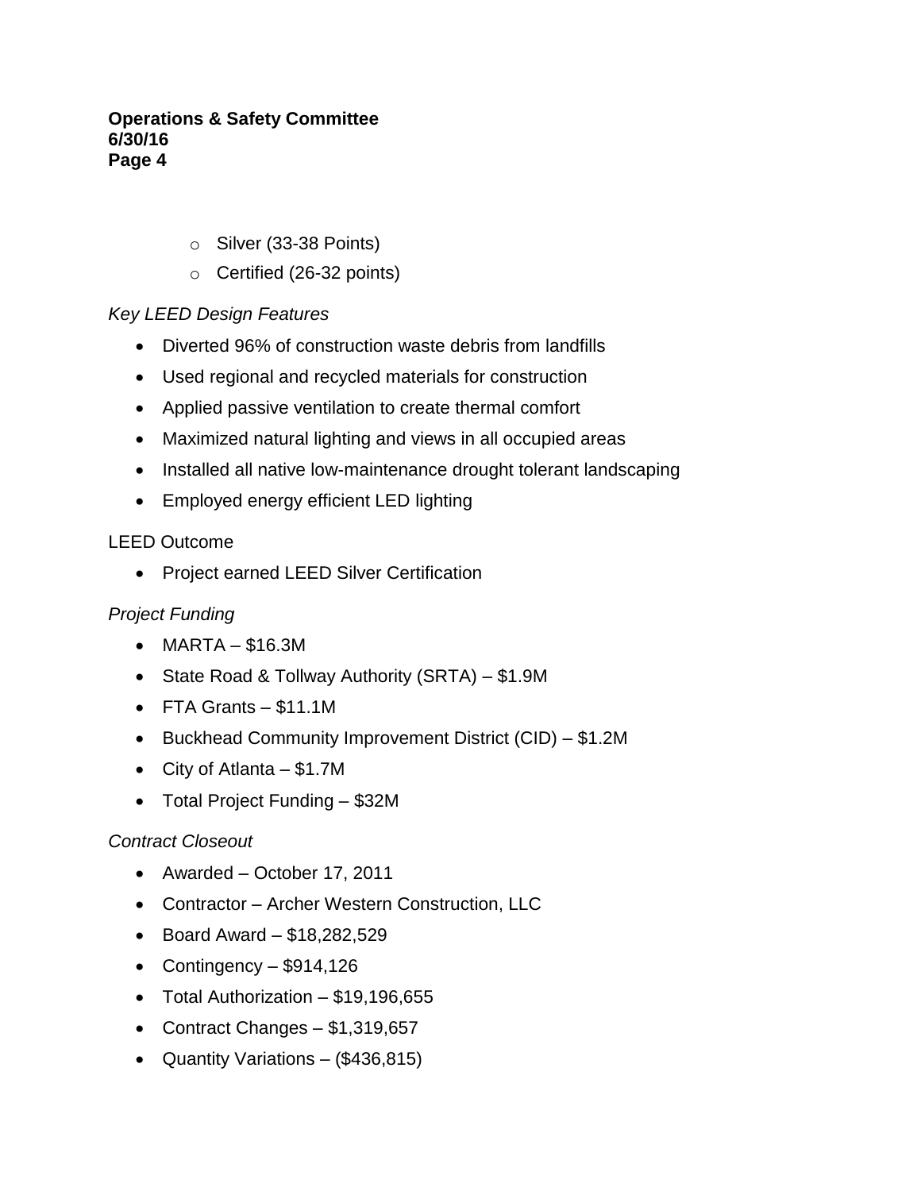- Silver (33-38 Points)
- Certified (26-32 points)

*Key LEED Design Features*

- Diverted 96% of construction waste debris from landfills
- Used regional and recycled materials for construction
- Applied passive ventilation to create thermal comfort
- Maximized natural lighting and views in all occupied areas
- Installed all native low-maintenance drought tolerant landscaping
- Employed energy efficient LED lighting

LEED Outcome

- Project earned LEED Silver Certification

*Project Funding*

- MARTA – $16.3M
- State Road & Tollway Authority (SRTA) – $1.9M
- FTA Grants – $11.1M
- Buckhead Community Improvement District (CID) – $1.2M
- City of Atlanta – $1.7M
- Total Project Funding – $32M

*Contract Closeout*

- Awarded – October 17, 2011
- Contractor – Archer Western Construction, LLC
- Board Award – $18,282,529
- Contingency – $914,126
- Total Authorization – $19,196,655
- Contract Changes – $1,319,657
- Quantity Variations – ($436,815)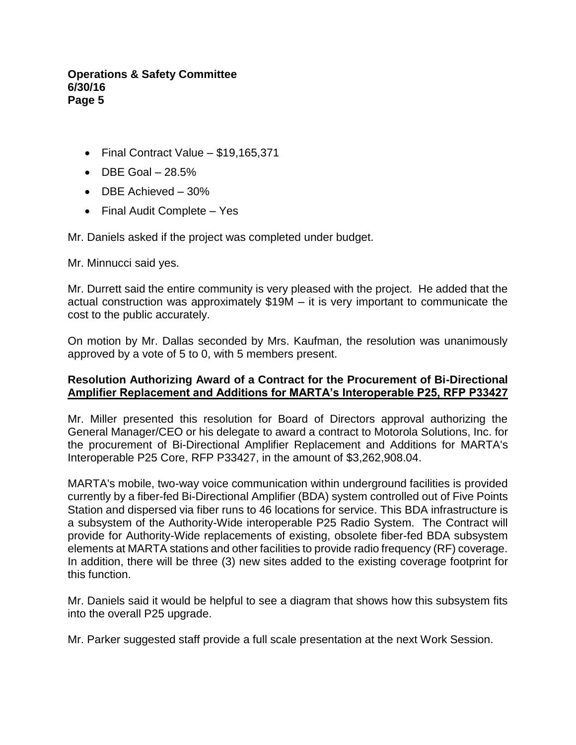- Final Contract Value – $19,165,371
- DBE Goal – 28.5%
- DBE Achieved – 30%
- Final Audit Complete – Yes

Mr. Daniels asked if the project was completed under budget.

Mr. Minnucci said yes.

Mr. Durrett said the entire community is very pleased with the project. He added that the actual construction was approximately $19M – it is very important to communicate the cost to the public accurately.

On motion by Mr. Dallas seconded by Mrs. Kaufman, the resolution was unanimously approved by a vote of 5 to 0, with 5 members present.

**Resolution Authorizing Award of a Contract for the Procurement of Bi-Directional Amplifier Replacement and Additions for MARTA's Interoperable P25, RFP P33427**

Mr. Miller presented this resolution for Board of Directors approval authorizing the General Manager/CEO or his delegate to award a contract to Motorola Solutions, Inc. for the procurement of Bi-Directional Amplifier Replacement and Additions for MARTA's Interoperable P25 Core, RFP P33427, in the amount of $3,262,908.04.

MARTA's mobile, two-way voice communication within underground facilities is provided currently by a fiber-fed Bi-Directional Amplifier (BDA) system controlled out of Five Points Station and dispersed via fiber runs to 46 locations for service. This BDA infrastructure is a subsystem of the Authority-Wide interoperable P25 Radio System. The Contract will provide for Authority-Wide replacements of existing, obsolete fiber-fed BDA subsystem elements at MARTA stations and other facilities to provide radio frequency (RF) coverage. In addition, there will be three (3) new sites added to the existing coverage footprint for this function.

Mr. Daniels said it would be helpful to see a diagram that shows how this subsystem fits into the overall P25 upgrade.

Mr. Parker suggested staff provide a full scale presentation at the next Work Session.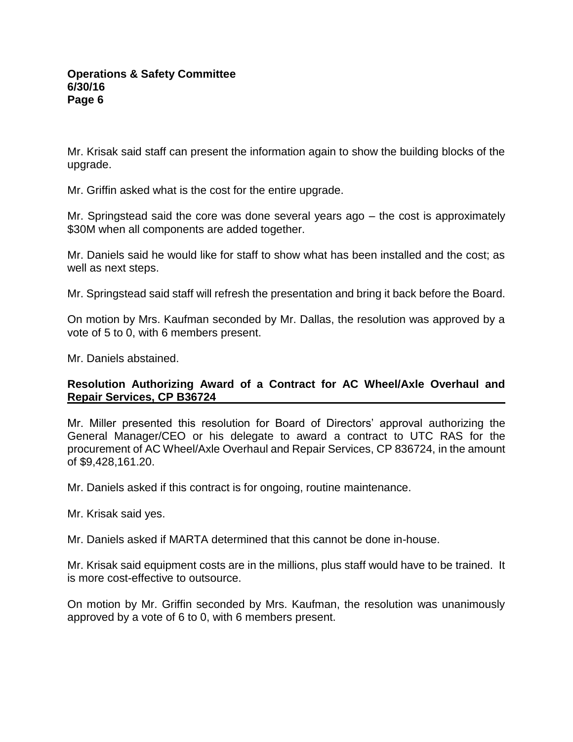Mr. Krisak said staff can present the information again to show the building blocks of the upgrade.

Mr. Griffin asked what is the cost for the entire upgrade.

Mr. Springstead said the core was done several years ago – the cost is approximately $30M when all components are added together.

Mr. Daniels said he would like for staff to show what has been installed and the cost; as well as next steps.

Mr. Springstead said staff will refresh the presentation and bring it back before the Board.

On motion by Mrs. Kaufman seconded by Mr. Dallas, the resolution was approved by a vote of 5 to 0, with 6 members present.

Mr. Daniels abstained.

**Resolution Authorizing Award of a Contract for AC Wheel/Axle Overhaul and Repair Services, CP B36724**

Mr. Miller presented this resolution for Board of Directors' approval authorizing the General Manager/CEO or his delegate to award a contract to UTC RAS for the procurement of AC Wheel/Axle Overhaul and Repair Services, CP 836724, in the amount of $9,428,161.20.

Mr. Daniels asked if this contract is for ongoing, routine maintenance.

Mr. Krisak said yes.

Mr. Daniels asked if MARTA determined that this cannot be done in-house.

Mr. Krisak said equipment costs are in the millions, plus staff would have to be trained. It is more cost-effective to outsource.

On motion by Mr. Griffin seconded by Mrs. Kaufman, the resolution was unanimously approved by a vote of 6 to 0, with 6 members present.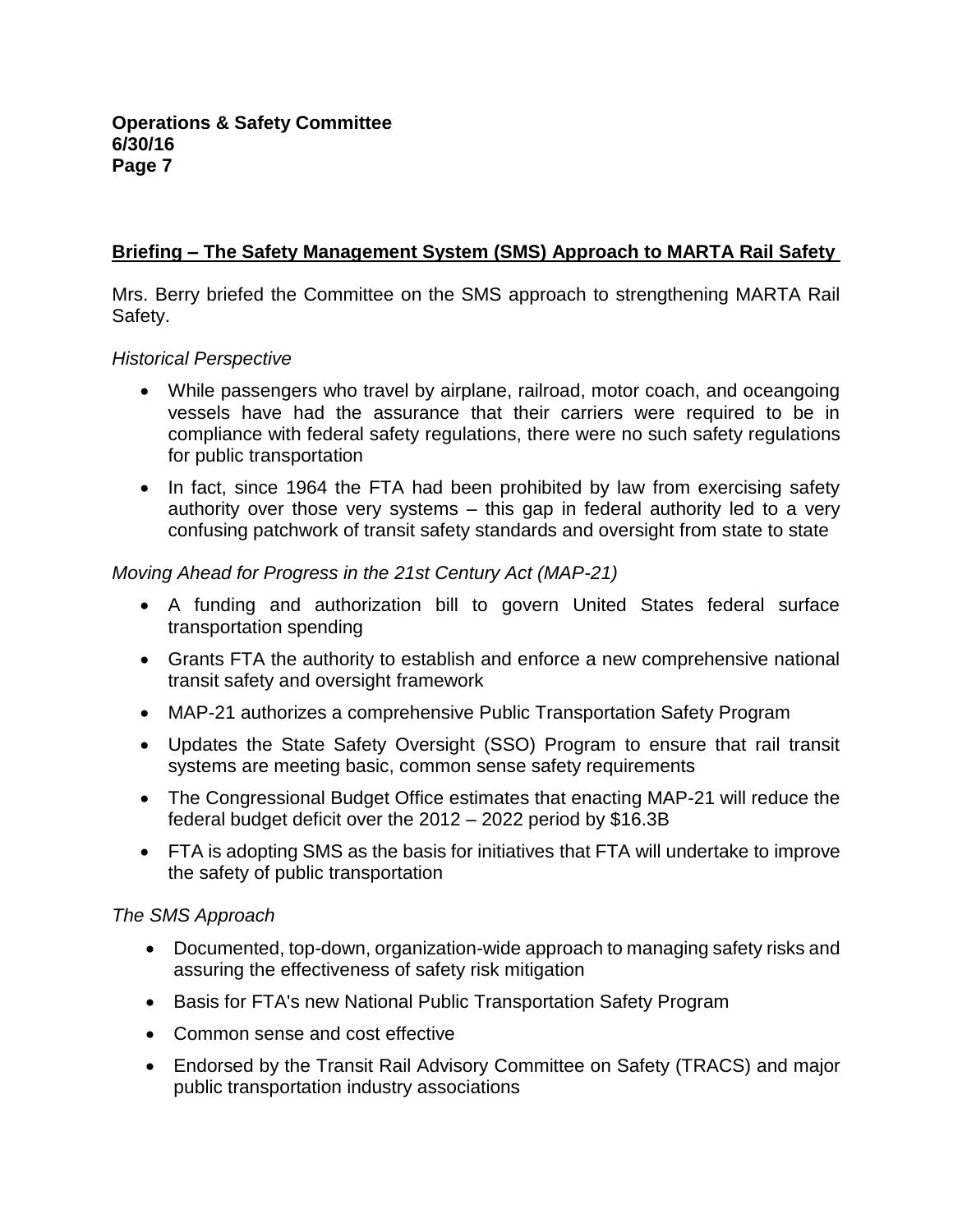## Briefing – The Safety Management System (SMS) Approach to MARTA Rail Safety

Mrs. Berry briefed the Committee on the SMS approach to strengthening MARTA Rail Safety.

*Historical Perspective*

- While passengers who travel by airplane, railroad, motor coach, and oceangoing vessels have had the assurance that their carriers were required to be in compliance with federal safety regulations, there were no such safety regulations for public transportation
- In fact, since 1964 the FTA had been prohibited by law from exercising safety authority over those very systems – this gap in federal authority led to a very confusing patchwork of transit safety standards and oversight from state to state

*Moving Ahead for Progress in the 21st Century Act (MAP-21)*

- A funding and authorization bill to govern United States federal surface transportation spending
- Grants FTA the authority to establish and enforce a new comprehensive national transit safety and oversight framework
- MAP-21 authorizes a comprehensive Public Transportation Safety Program
- Updates the State Safety Oversight (SSO) Program to ensure that rail transit systems are meeting basic, common sense safety requirements
- The Congressional Budget Office estimates that enacting MAP-21 will reduce the federal budget deficit over the 2012 – 2022 period by $16.3B
- FTA is adopting SMS as the basis for initiatives that FTA will undertake to improve the safety of public transportation

*The SMS Approach*

- Documented, top-down, organization-wide approach to managing safety risks and assuring the effectiveness of safety risk mitigation
- Basis for FTA's new National Public Transportation Safety Program
- Common sense and cost effective
- Endorsed by the Transit Rail Advisory Committee on Safety (TRACS) and major public transportation industry associations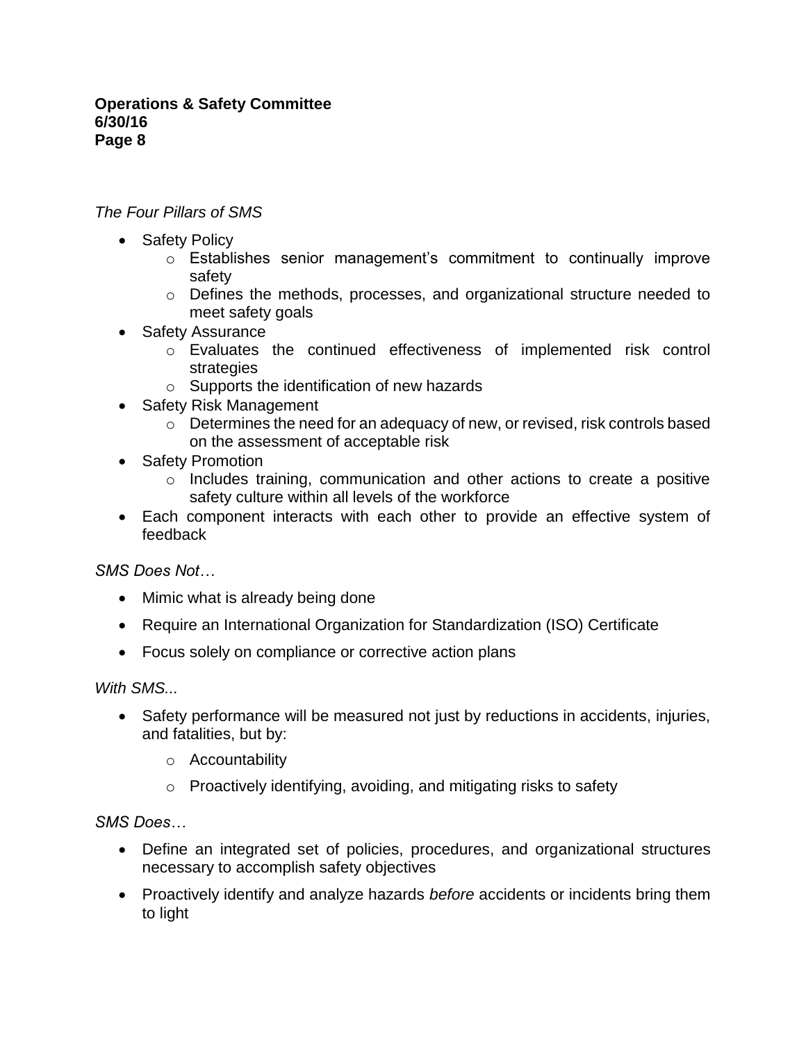*The Four Pillars of SMS*

- Safety Policy
  - Establishes senior management's commitment to continually improve safety
  - Defines the methods, processes, and organizational structure needed to meet safety goals
- Safety Assurance
  - Evaluates the continued effectiveness of implemented risk control strategies
  - Supports the identification of new hazards
- Safety Risk Management
  - Determines the need for an adequacy of new, or revised, risk controls based on the assessment of acceptable risk
- Safety Promotion
  - Includes training, communication and other actions to create a positive safety culture within all levels of the workforce
- Each component interacts with each other to provide an effective system of feedback

*SMS Does Not…*

- Mimic what is already being done
- Require an International Organization for Standardization (ISO) Certificate
- Focus solely on compliance or corrective action plans

*With SMS...*

- Safety performance will be measured not just by reductions in accidents, injuries, and fatalities, but by:
  - Accountability
  - Proactively identifying, avoiding, and mitigating risks to safety

*SMS Does…*

- Define an integrated set of policies, procedures, and organizational structures necessary to accomplish safety objectives
- Proactively identify and analyze hazards *before* accidents or incidents bring them to light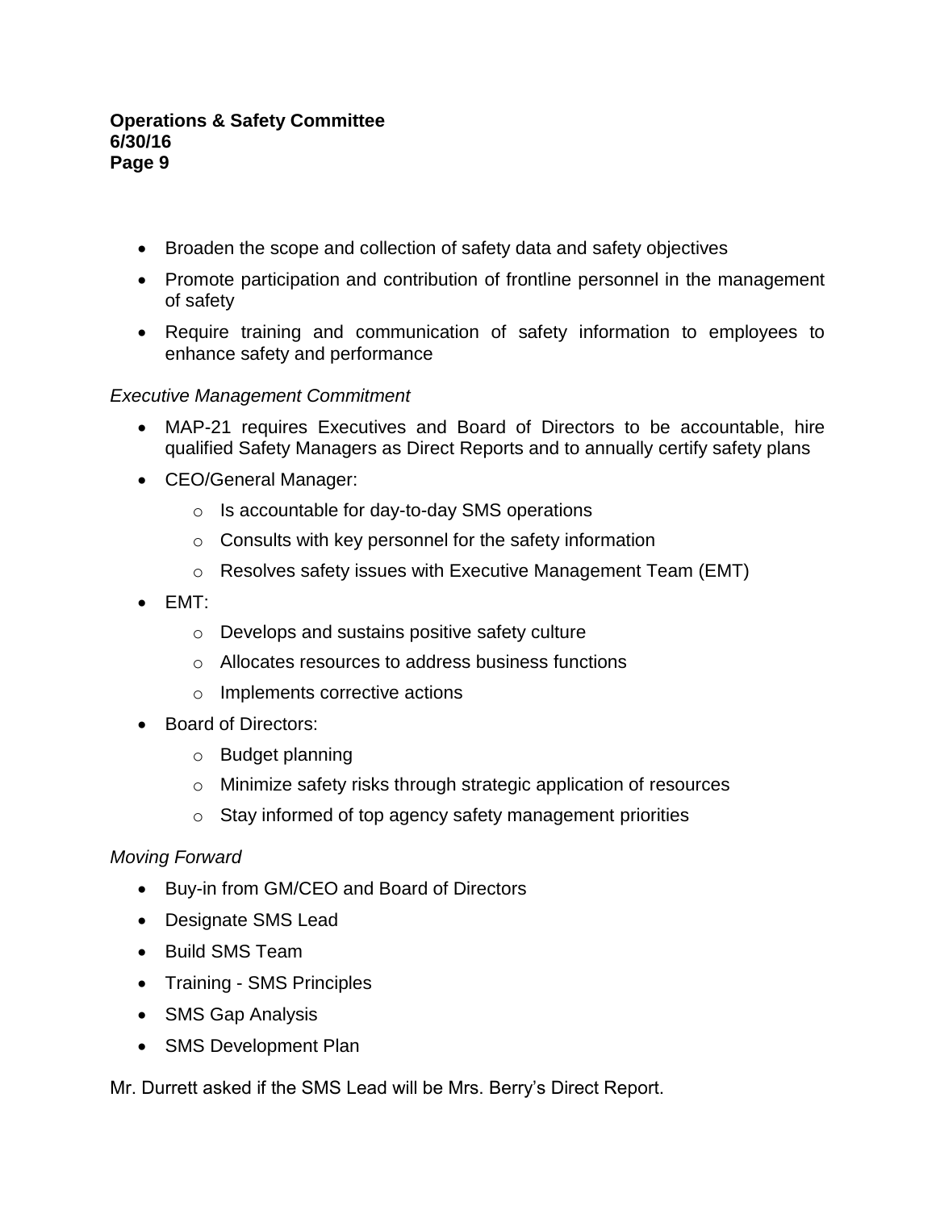- Broaden the scope and collection of safety data and safety objectives
- Promote participation and contribution of frontline personnel in the management of safety
- Require training and communication of safety information to employees to enhance safety and performance

*Executive Management Commitment*

- MAP-21 requires Executives and Board of Directors to be accountable, hire qualified Safety Managers as Direct Reports and to annually certify safety plans
- CEO/General Manager:
    - Is accountable for day-to-day SMS operations
    - Consults with key personnel for the safety information
    - Resolves safety issues with Executive Management Team (EMT)
- EMT:
    - Develops and sustains positive safety culture
    - Allocates resources to address business functions
    - Implements corrective actions
- Board of Directors:
    - Budget planning
    - Minimize safety risks through strategic application of resources
    - Stay informed of top agency safety management priorities

*Moving Forward*

- Buy-in from GM/CEO and Board of Directors
- Designate SMS Lead
- Build SMS Team
- Training - SMS Principles
- SMS Gap Analysis
- SMS Development Plan

Mr. Durrett asked if the SMS Lead will be Mrs. Berry's Direct Report.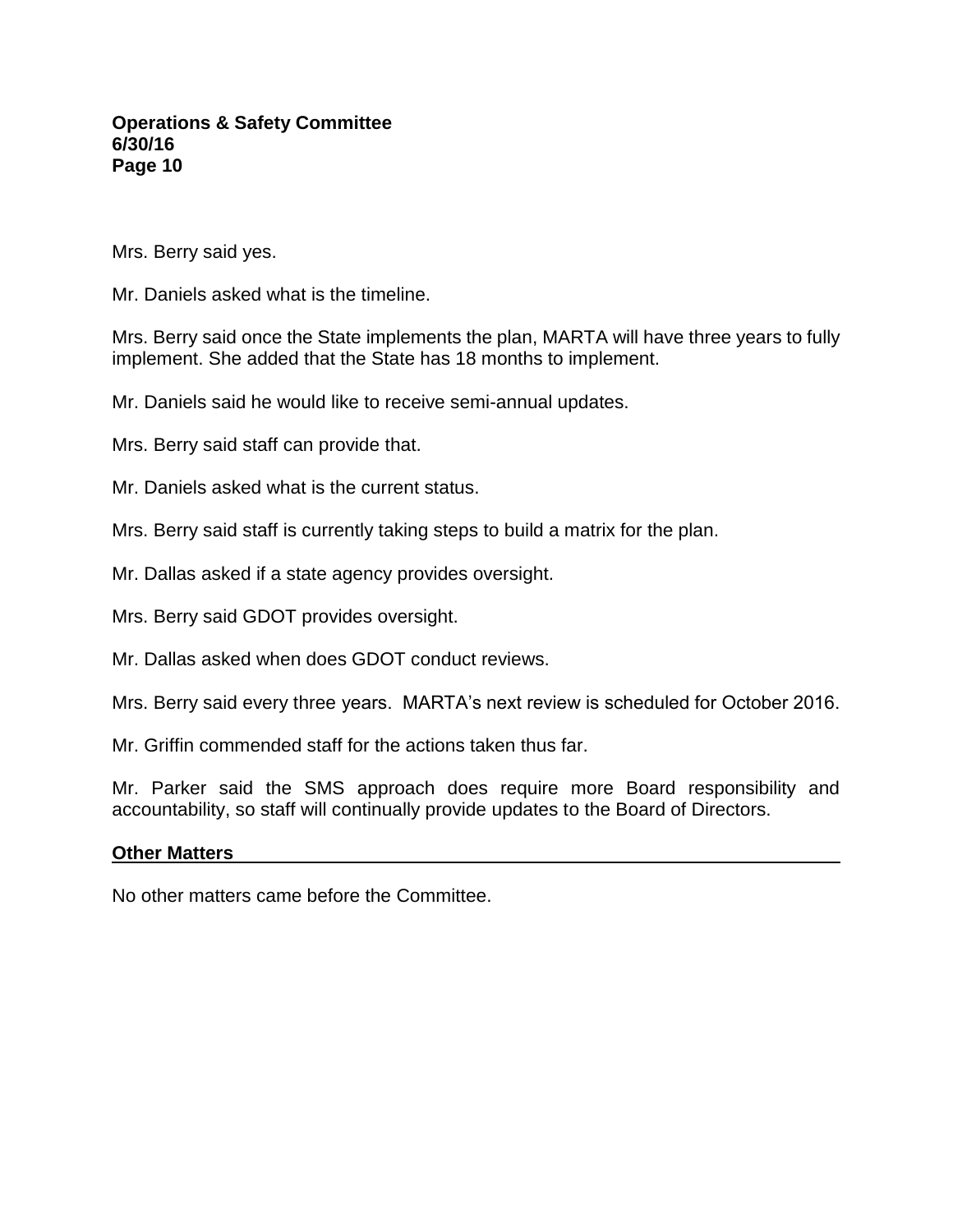Mrs. Berry said yes.

Mr. Daniels asked what is the timeline.

Mrs. Berry said once the State implements the plan, MARTA will have three years to fully implement. She added that the State has 18 months to implement.

Mr. Daniels said he would like to receive semi-annual updates.

Mrs. Berry said staff can provide that.

Mr. Daniels asked what is the current status.

Mrs. Berry said staff is currently taking steps to build a matrix for the plan.

Mr. Dallas asked if a state agency provides oversight.

Mrs. Berry said GDOT provides oversight.

Mr. Dallas asked when does GDOT conduct reviews.

Mrs. Berry said every three years. MARTA's next review is scheduled for October 2016.

Mr. Griffin commended staff for the actions taken thus far.

Mr. Parker said the SMS approach does require more Board responsibility and accountability, so staff will continually provide updates to the Board of Directors.

## **Other Matters**

No other matters came before the Committee.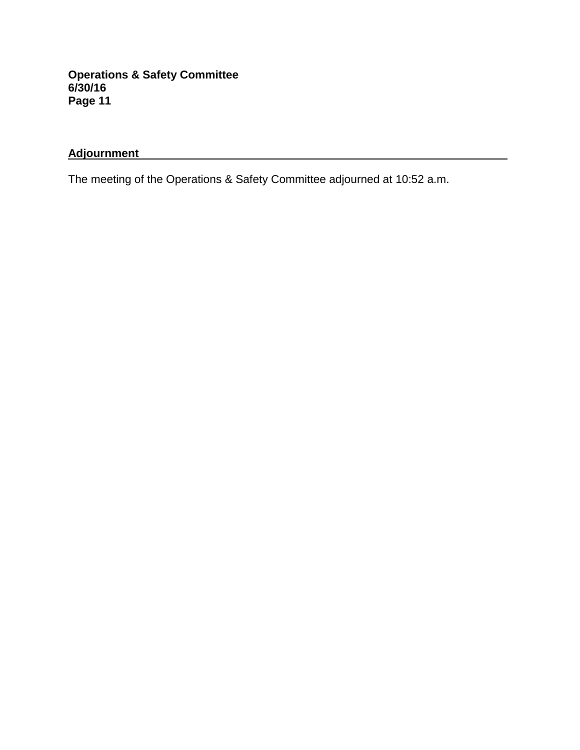## Adjournment

The meeting of the Operations & Safety Committee adjourned at 10:52 a.m.